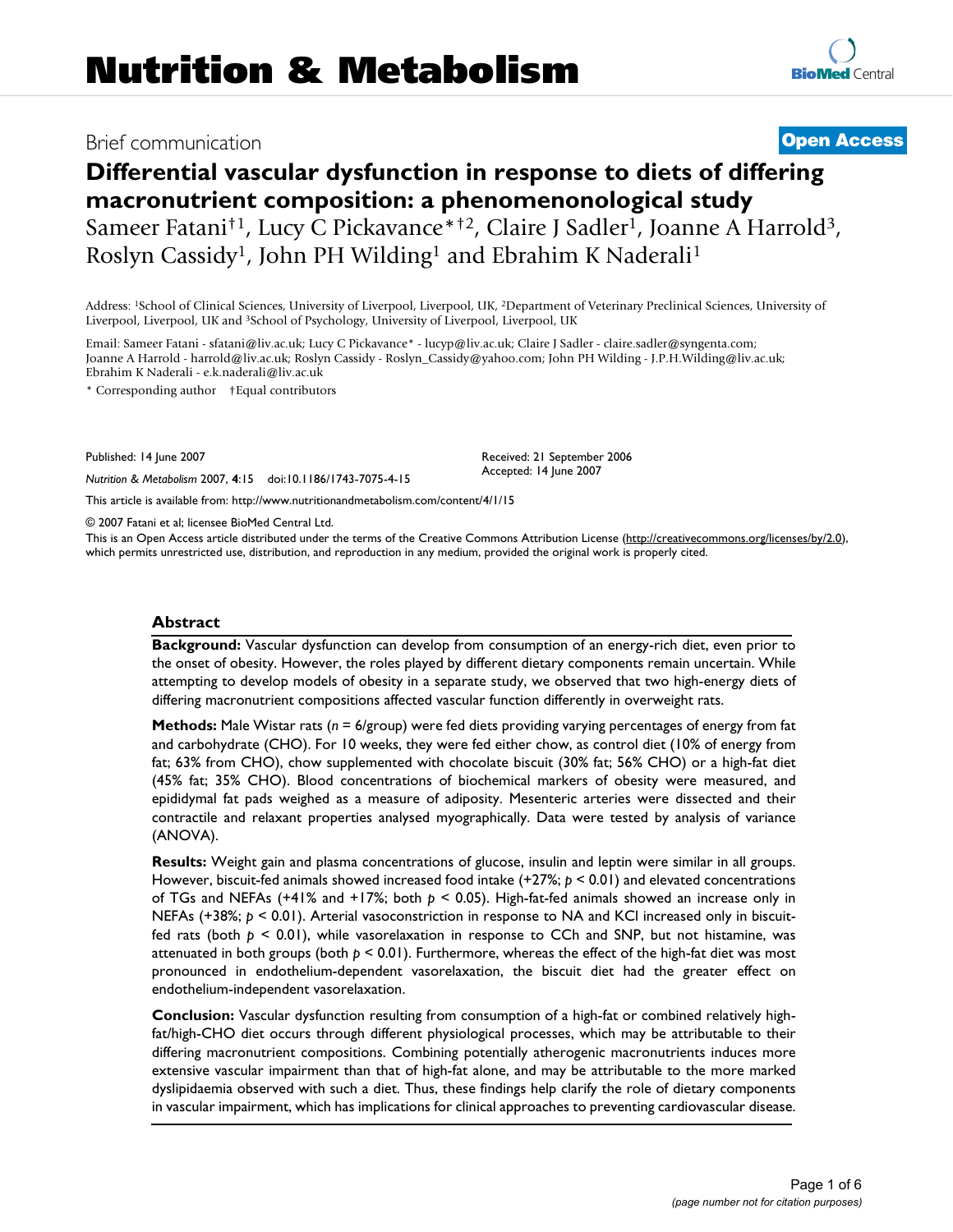# Nutrition & Metabolism

Brief communication

**Open Access**

## Differential vascular dysfunction in response to diets of differing macronutrient composition: a phenomenonological study

Sameer Fatani†[1], Lucy C Pickavance*†[2], Claire J Sadler[1], Joanne A Harrold[3], Roslyn Cassidy[1], John PH Wilding[1] and Ebrahim K Naderali[1]

Address: [1]School of Clinical Sciences, University of Liverpool, Liverpool, UK, [2]Department of Veterinary Preclinical Sciences, University of Liverpool, Liverpool, UK and [3]School of Psychology, University of Liverpool, Liverpool, UK

Email: Sameer Fatani - sfatani@liv.ac.uk; Lucy C Pickavance* - lucyp@liv.ac.uk; Claire J Sadler - claire.sadler@syngenta.com; Joanne A Harrold - harrold@liv.ac.uk; Roslyn Cassidy - Roslyn_Cassidy@yahoo.com; John PH Wilding - J.P.H.Wilding@liv.ac.uk; Ebrahim K Naderali - e.k.naderali@liv.ac.uk

\* Corresponding author †Equal contributors

Published: 14 June 2007

*Nutrition & Metabolism* 2007, **4**:15 doi:10.1186/1743-7075-4-15

Received: 21 September 2006
Accepted: 14 June 2007

This article is available from: http://www.nutritionandmetabolism.com/content/4/1/15

© 2007 Fatani et al; licensee BioMed Central Ltd.

This is an Open Access article distributed under the terms of the Creative Commons Attribution License (http://creativecommons.org/licenses/by/2.0), which permits unrestricted use, distribution, and reproduction in any medium, provided the original work is properly cited.

### Abstract

**Background:** Vascular dysfunction can develop from consumption of an energy-rich diet, even prior to the onset of obesity. However, the roles played by different dietary components remain uncertain. While attempting to develop models of obesity in a separate study, we observed that two high-energy diets of differing macronutrient compositions affected vascular function differently in overweight rats.

**Methods:** Male Wistar rats ($n$ = 6/group) were fed diets providing varying percentages of energy from fat and carbohydrate (CHO). For 10 weeks, they were fed either chow, as control diet (10% of energy from fat; 63% from CHO), chow supplemented with chocolate biscuit (30% fat; 56% CHO) or a high-fat diet (45% fat; 35% CHO). Blood concentrations of biochemical markers of obesity were measured, and epididymal fat pads weighed as a measure of adiposity. Mesenteric arteries were dissected and their contractile and relaxant properties analysed myographically. Data were tested by analysis of variance (ANOVA).

**Results:** Weight gain and plasma concentrations of glucose, insulin and leptin were similar in all groups. However, biscuit-fed animals showed increased food intake (+27%; $p < 0.01$) and elevated concentrations of TGs and NEFAs (+41% and +17%; both $p < 0.05$). High-fat-fed animals showed an increase only in NEFAs (+38%; $p < 0.01$). Arterial vasoconstriction in response to NA and KCl increased only in biscuit-fed rats (both $p < 0.01$), while vasorelaxation in response to CCh and SNP, but not histamine, was attenuated in both groups (both $p < 0.01$). Furthermore, whereas the effect of the high-fat diet was most pronounced in endothelium-dependent vasorelaxation, the biscuit diet had the greater effect on endothelium-independent vasorelaxation.

**Conclusion:** Vascular dysfunction resulting from consumption of a high-fat or combined relatively high-fat/high-CHO diet occurs through different physiological processes, which may be attributable to their differing macronutrient compositions. Combining potentially atherogenic macronutrients induces more extensive vascular impairment than that of high-fat alone, and may be attributable to the more marked dyslipidaemia observed with such a diet. Thus, these findings help clarify the role of dietary components in vascular impairment, which has implications for clinical approaches to preventing cardiovascular disease.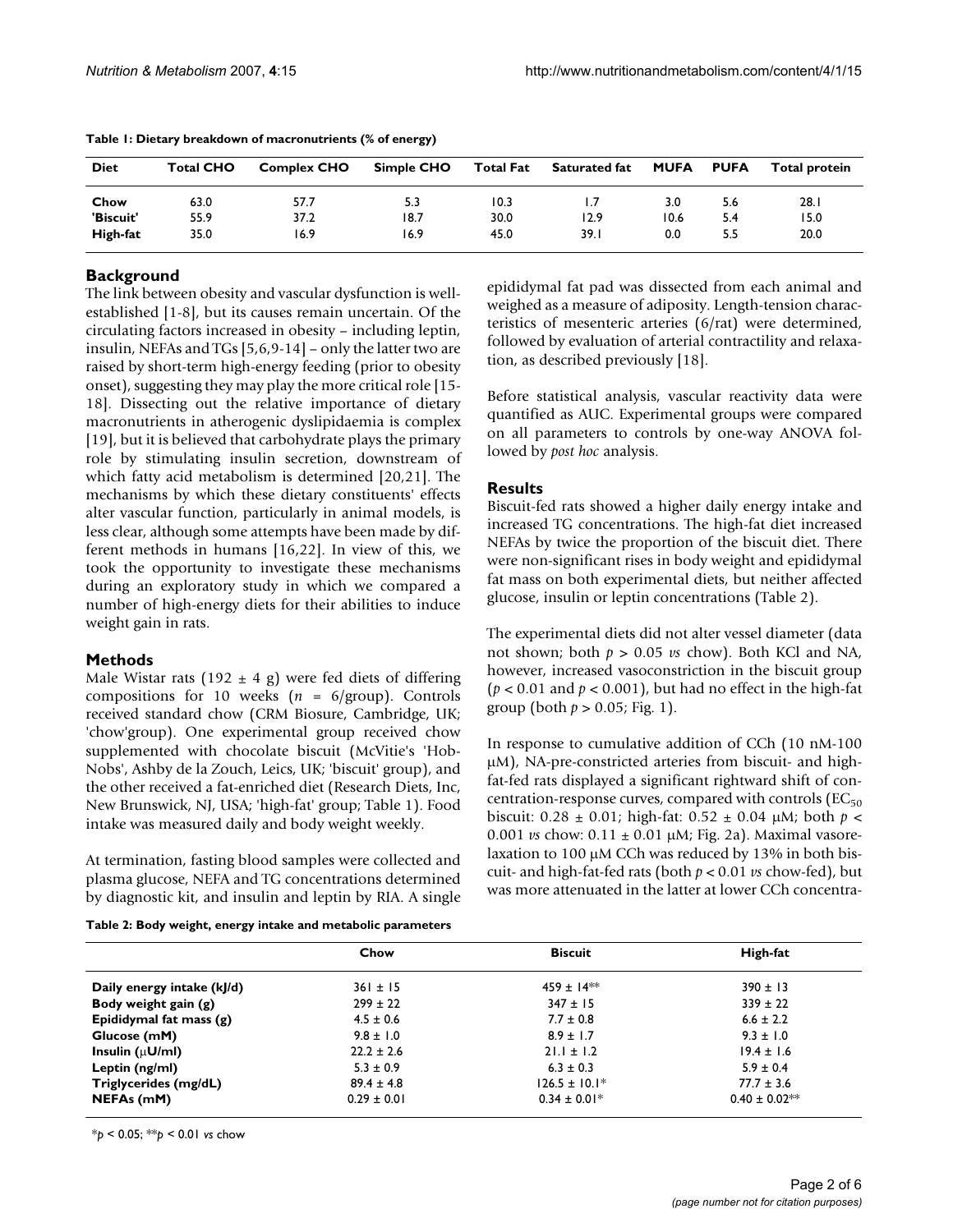**Table 1: Dietary breakdown of macronutrients (% of energy)**

| Diet | Total CHO | Complex CHO | Simple CHO | Total Fat | Saturated fat | MUFA | PUFA | Total protein |
|---|---|---|---|---|---|---|---|---|
| Chow | 63.0 | 57.7 | 5.3 | 10.3 | 1.7 | 3.0 | 5.6 | 28.1 |
| 'Biscuit' | 55.9 | 37.2 | 18.7 | 30.0 | 12.9 | 10.6 | 5.4 | 15.0 |
| High-fat | 35.0 | 16.9 | 16.9 | 45.0 | 39.1 | 0.0 | 5.5 | 20.0 |

## Background

The link between obesity and vascular dysfunction is well-established [1-8], but its causes remain uncertain. Of the circulating factors increased in obesity – including leptin, insulin, NEFAs and TGs [5,6,9-14] – only the latter two are raised by short-term high-energy feeding (prior to obesity onset), suggesting they may play the more critical role [15-18]. Dissecting out the relative importance of dietary macronutrients in atherogenic dyslipidaemia is complex [19], but it is believed that carbohydrate plays the primary role by stimulating insulin secretion, downstream of which fatty acid metabolism is determined [20,21]. The mechanisms by which these dietary constituents' effects alter vascular function, particularly in animal models, is less clear, although some attempts have been made by different methods in humans [16,22]. In view of this, we took the opportunity to investigate these mechanisms during an exploratory study in which we compared a number of high-energy diets for their abilities to induce weight gain in rats.

## Methods

Male Wistar rats (192 ± 4 g) were fed diets of differing compositions for 10 weeks ($n$ = 6/group). Controls received standard chow (CRM Biosure, Cambridge, UK; 'chow'group). One experimental group received chow supplemented with chocolate biscuit (McVitie's 'Hob-Nobs', Ashby de la Zouch, Leics, UK; 'biscuit' group), and the other received a fat-enriched diet (Research Diets, Inc, New Brunswick, NJ, USA; 'high-fat' group; Table 1). Food intake was measured daily and body weight weekly.

At termination, fasting blood samples were collected and plasma glucose, NEFA and TG concentrations determined by diagnostic kit, and insulin and leptin by RIA. A single epididymal fat pad was dissected from each animal and weighed as a measure of adiposity. Length-tension characteristics of mesenteric arteries (6/rat) were determined, followed by evaluation of arterial contractility and relaxation, as described previously [18].

Before statistical analysis, vascular reactivity data were quantified as AUC. Experimental groups were compared on all parameters to controls by one-way ANOVA followed by *post hoc* analysis.

## Results

Biscuit-fed rats showed a higher daily energy intake and increased TG concentrations. The high-fat diet increased NEFAs by twice the proportion of the biscuit diet. There were non-significant rises in body weight and epididymal fat mass on both experimental diets, but neither affected glucose, insulin or leptin concentrations (Table 2).

The experimental diets did not alter vessel diameter (data not shown; both $p > 0.05$ *vs* chow). Both KCl and NA, however, increased vasoconstriction in the biscuit group ($p < 0.01$ and $p < 0.001$), but had no effect in the high-fat group (both $p > 0.05$; Fig. 1).

In response to cumulative addition of CCh (10 nM-100 μM), NA-pre-constricted arteries from biscuit- and high-fat-fed rats displayed a significant rightward shift of concentration-response curves, compared with controls ($EC_{50}$ biscuit: 0.28 ± 0.01; high-fat: 0.52 ± 0.04 μM; both $p < 0.001$ *vs* chow: 0.11 ± 0.01 μM; Fig. 2a). Maximal vasorelaxation to 100 μM CCh was reduced by 13% in both biscuit- and high-fat-fed rats (both $p < 0.01$ *vs* chow-fed), but was more attenuated in the latter at lower CCh concentra-

**Table 2: Body weight, energy intake and metabolic parameters**

| | Chow | Biscuit | High-fat |
|---|---|---|---|
| **Daily energy intake (kJ/d)** | 361 ± 15 | 459 ± 14** | 390 ± 13 |
| **Body weight gain (g)** | 299 ± 22 | 347 ± 15 | 339 ± 22 |
| **Epididymal fat mass (g)** | 4.5 ± 0.6 | 7.7 ± 0.8 | 6.6 ± 2.2 |
| **Glucose (mM)** | 9.8 ± 1.0 | 8.9 ± 1.7 | 9.3 ± 1.0 |
| **Insulin (μU/ml)** | 22.2 ± 2.6 | 21.1 ± 1.2 | 19.4 ± 1.6 |
| **Leptin (ng/ml)** | 5.3 ± 0.9 | 6.3 ± 0.3 | 5.9 ± 0.4 |
| **Triglycerides (mg/dL)** | 89.4 ± 4.8 | 126.5 ± 10.1* | 77.7 ± 3.6 |
| **NEFAs (mM)** | 0.29 ± 0.01 | 0.34 ± 0.01* | 0.40 ± 0.02** |

*$p < 0.05$; **$p < 0.01$ *vs* chow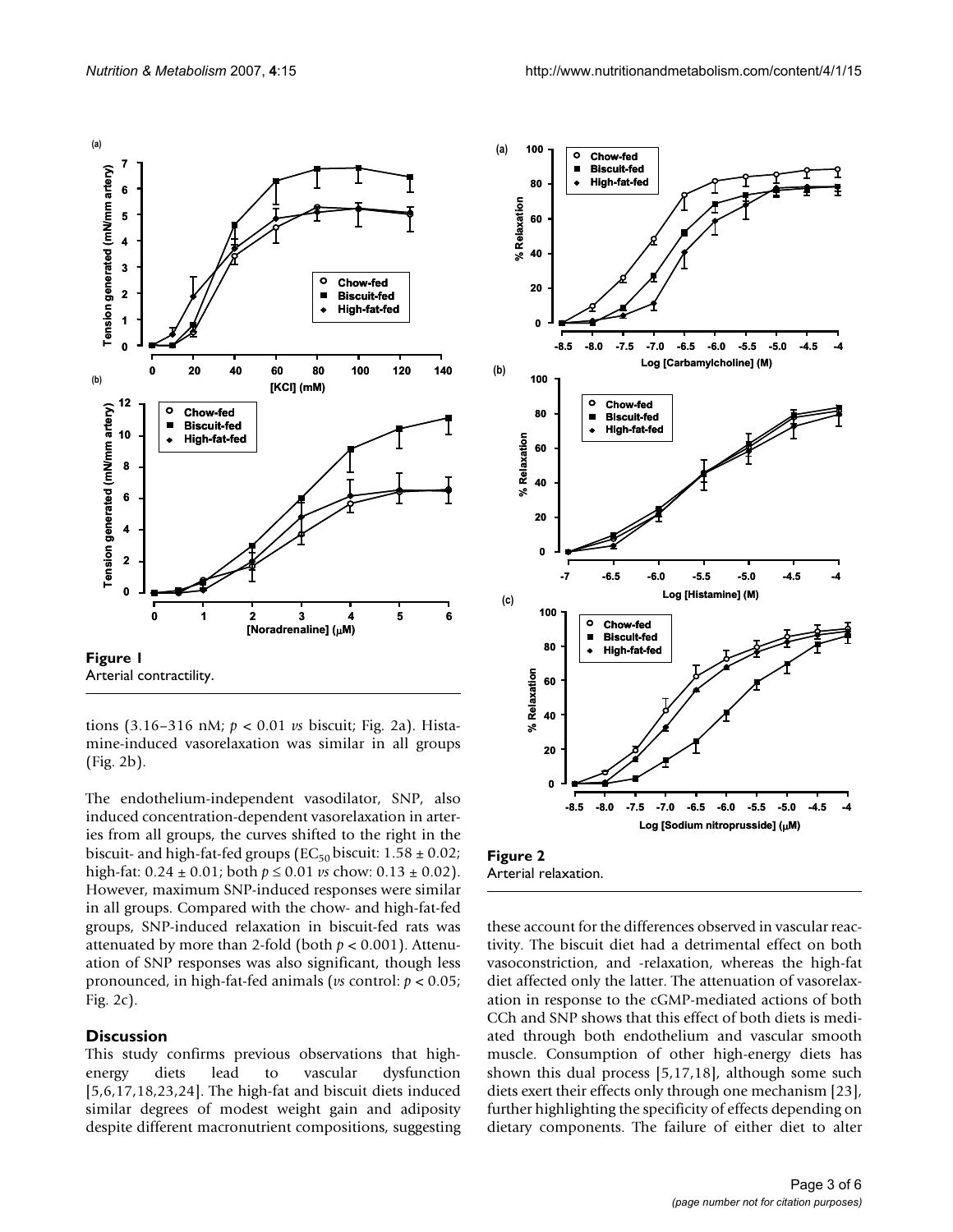**Figure 1**
Arterial contractility.

tions (3.16–316 nM; $p < 0.01$ *vs* biscuit; Fig. 2a). Histamine-induced vasorelaxation was similar in all groups (Fig. 2b).

The endothelium-independent vasodilator, SNP, also induced concentration-dependent vasorelaxation in arteries from all groups, the curves shifted to the right in the biscuit- and high-fat-fed groups ($EC_{50}$ biscuit: 1.58 ± 0.02; high-fat: 0.24 ± 0.01; both $p \leq 0.01$ *vs* chow: 0.13 ± 0.02). However, maximum SNP-induced responses were similar in all groups. Compared with the chow- and high-fat-fed groups, SNP-induced relaxation in biscuit-fed rats was attenuated by more than 2-fold (both $p < 0.001$). Attenuation of SNP responses was also significant, though less pronounced, in high-fat-fed animals (*vs* control: $p < 0.05$; Fig. 2c).

**Figure 2**
Arterial relaxation.

## Discussion

This study confirms previous observations that high-energy diets lead to vascular dysfunction [5,6,17,18,23,24]. The high-fat and biscuit diets induced similar degrees of modest weight gain and adiposity despite different macronutrient compositions, suggesting these account for the differences observed in vascular reactivity. The biscuit diet had a detrimental effect on both vasoconstriction, and -relaxation, whereas the high-fat diet affected only the latter. The attenuation of vasorelaxation in response to the cGMP-mediated actions of both CCh and SNP shows that this effect of both diets is mediated through both endothelium and vascular smooth muscle. Consumption of other high-energy diets has shown this dual process [5,17,18], although some such diets exert their effects only through one mechanism [23], further highlighting the specificity of effects depending on dietary components. The failure of either diet to alter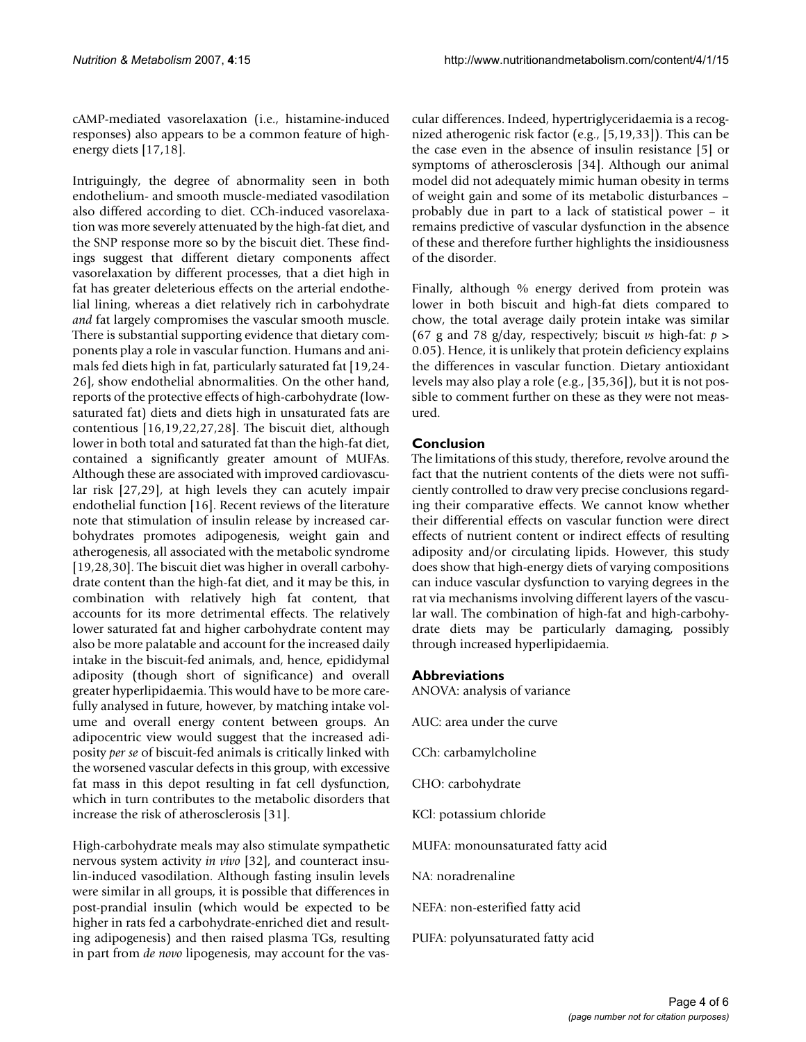cAMP-mediated vasorelaxation (i.e., histamine-induced responses) also appears to be a common feature of high-energy diets [17,18].

Intriguingly, the degree of abnormality seen in both endothelium- and smooth muscle-mediated vasodilation also differed according to diet. CCh-induced vasorelaxation was more severely attenuated by the high-fat diet, and the SNP response more so by the biscuit diet. These findings suggest that different dietary components affect vasorelaxation by different processes, that a diet high in fat has greater deleterious effects on the arterial endothelial lining, whereas a diet relatively rich in carbohydrate *and* fat largely compromises the vascular smooth muscle. There is substantial supporting evidence that dietary components play a role in vascular function. Humans and animals fed diets high in fat, particularly saturated fat [19,24-26], show endothelial abnormalities. On the other hand, reports of the protective effects of high-carbohydrate (low-saturated fat) diets and diets high in unsaturated fats are contentious [16,19,22,27,28]. The biscuit diet, although lower in both total and saturated fat than the high-fat diet, contained a significantly greater amount of MUFAs. Although these are associated with improved cardiovascular risk [27,29], at high levels they can acutely impair endothelial function [16]. Recent reviews of the literature note that stimulation of insulin release by increased carbohydrates promotes adipogenesis, weight gain and atherogenesis, all associated with the metabolic syndrome [19,28,30]. The biscuit diet was higher in overall carbohydrate content than the high-fat diet, and it may be this, in combination with relatively high fat content, that accounts for its more detrimental effects. The relatively lower saturated fat and higher carbohydrate content may also be more palatable and account for the increased daily intake in the biscuit-fed animals, and, hence, epididymal adiposity (though short of significance) and overall greater hyperlipidaemia. This would have to be more carefully analysed in future, however, by matching intake volume and overall energy content between groups. An adipocentric view would suggest that the increased adiposity *per se* of biscuit-fed animals is critically linked with the worsened vascular defects in this group, with excessive fat mass in this depot resulting in fat cell dysfunction, which in turn contributes to the metabolic disorders that increase the risk of atherosclerosis [31].

High-carbohydrate meals may also stimulate sympathetic nervous system activity *in vivo* [32], and counteract insulin-induced vasodilation. Although fasting insulin levels were similar in all groups, it is possible that differences in post-prandial insulin (which would be expected to be higher in rats fed a carbohydrate-enriched diet and resulting adipogenesis) and then raised plasma TGs, resulting in part from *de novo* lipogenesis, may account for the vascular differences. Indeed, hypertriglyceridaemia is a recognized atherogenic risk factor (e.g., [5,19,33]). This can be the case even in the absence of insulin resistance [5] or symptoms of atherosclerosis [34]. Although our animal model did not adequately mimic human obesity in terms of weight gain and some of its metabolic disturbances – probably due in part to a lack of statistical power – it remains predictive of vascular dysfunction in the absence of these and therefore further highlights the insidiousness of the disorder.

Finally, although % energy derived from protein was lower in both biscuit and high-fat diets compared to chow, the total average daily protein intake was similar (67 g and 78 g/day, respectively; biscuit *vs* high-fat: $p > 0.05$). Hence, it is unlikely that protein deficiency explains the differences in vascular function. Dietary antioxidant levels may also play a role (e.g., [35,36]), but it is not possible to comment further on these as they were not measured.

## Conclusion

The limitations of this study, therefore, revolve around the fact that the nutrient contents of the diets were not sufficiently controlled to draw very precise conclusions regarding their comparative effects. We cannot know whether their differential effects on vascular function were direct effects of nutrient content or indirect effects of resulting adiposity and/or circulating lipids. However, this study does show that high-energy diets of varying compositions can induce vascular dysfunction to varying degrees in the rat via mechanisms involving different layers of the vascular wall. The combination of high-fat and high-carbohydrate diets may be particularly damaging, possibly through increased hyperlipidaemia.

## Abbreviations

ANOVA: analysis of variance

AUC: area under the curve

CCh: carbamylcholine

CHO: carbohydrate

KCl: potassium chloride

MUFA: monounsaturated fatty acid

NA: noradrenaline

NEFA: non-esterified fatty acid

PUFA: polyunsaturated fatty acid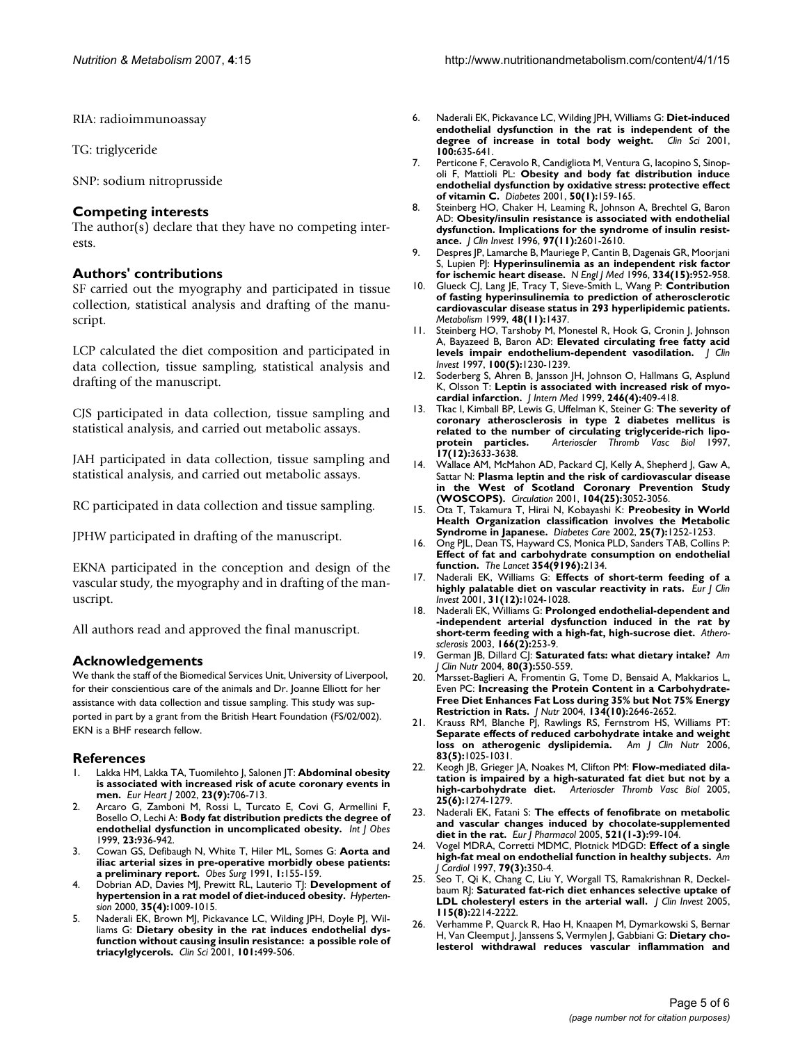RIA: radioimmunoassay

TG: triglyceride

SNP: sodium nitroprusside

## Competing interests

The author(s) declare that they have no competing interests.

## Authors' contributions

SF carried out the myography and participated in tissue collection, statistical analysis and drafting of the manuscript.

LCP calculated the diet composition and participated in data collection, tissue sampling, statistical analysis and drafting of the manuscript.

CJS participated in data collection, tissue sampling and statistical analysis, and carried out metabolic assays.

JAH participated in data collection, tissue sampling and statistical analysis, and carried out metabolic assays.

RC participated in data collection and tissue sampling.

JPHW participated in drafting of the manuscript.

EKNA participated in the conception and design of the vascular study, the myography and in drafting of the manuscript.

All authors read and approved the final manuscript.

## Acknowledgements

We thank the staff of the Biomedical Services Unit, University of Liverpool, for their conscientious care of the animals and Dr. Joanne Elliott for her assistance with data collection and tissue sampling. This study was supported in part by a grant from the British Heart Foundation (FS/02/002). EKN is a BHF research fellow.

## References

1. Lakka HM, Lakka TA, Tuomilehto J, Salonen JT: **Abdominal obesity is associated with increased risk of acute coronary events in men.** *Eur Heart J* 2002, **23(9):**706-713.
2. Arcaro G, Zamboni M, Rossi L, Turcato E, Covi G, Armellini F, Bosello O, Lechi A: **Body fat distribution predicts the degree of endothelial dysfunction in uncomplicated obesity.** *Int J Obes* 1999, **23:**936-942.
3. Cowan GS, Defibaugh N, White T, Hiler ML, Somes G: **Aorta and iliac arterial sizes in pre-operative morbidly obese patients: a preliminary report.** *Obes Surg* 1991, **1:**155-159.
4. Dobrian AD, Davies MJ, Prewitt RL, Lauterio TJ: **Development of hypertension in a rat model of diet-induced obesity.** *Hypertension* 2000, **35(4):**1009-1015.
5. Naderali EK, Brown MJ, Pickavance LC, Wilding JPH, Doyle PJ, Williams G: **Dietary obesity in the rat induces endothelial dysfunction without causing insulin resistance: a possible role of triacylglycerols.** *Clin Sci* 2001, **101:**499-506.
6. Naderali EK, Pickavance LC, Wilding JPH, Williams G: **Diet-induced endothelial dysfunction in the rat is independent of the degree of increase in total body weight.** *Clin Sci* 2001, **100:**635-641.
7. Perticone F, Ceravolo R, Candigliota M, Ventura G, Iacopino S, Sinopoli F, Mattioli PL: **Obesity and body fat distribution induce endothelial dysfunction by oxidative stress: protective effect of vitamin C.** *Diabetes* 2001, **50(1):**159-165.
8. Steinberg HO, Chaker H, Leaming R, Johnson A, Brechtel G, Baron AD: **Obesity/insulin resistance is associated with endothelial dysfunction. Implications for the syndrome of insulin resistance.** *J Clin Invest* 1996, **97(11):**2601-2610.
9. Despres JP, Lamarche B, Mauriege P, Cantin B, Dagenais GR, Moorjani S, Lupien PJ: **Hyperinsulinemia as an independent risk factor for ischemic heart disease.** *N Engl J Med* 1996, **334(15):**952-958.
10. Glueck CJ, Lang JE, Tracy T, Sieve-Smith L, Wang P: **Contribution of fasting hyperinsulinemia to prediction of atherosclerotic cardiovascular disease status in 293 hyperlipidemic patients.** *Metabolism* 1999, **48(11):**1437.
11. Steinberg HO, Tarshoby M, Monestel R, Hook G, Cronin J, Johnson A, Bayazeed B, Baron AD: **Elevated circulating free fatty acid levels impair endothelium-dependent vasodilation.** *J Clin Invest* 1997, **100(5):**1230-1239.
12. Soderberg S, Ahren B, Jansson JH, Johnson O, Hallmans G, Asplund K, Olsson T: **Leptin is associated with increased risk of myocardial infarction.** *J Intern Med* 1999, **246(4):**409-418.
13. Tkac I, Kimball BP, Lewis G, Uffelman K, Steiner G: **The severity of coronary atherosclerosis in type 2 diabetes mellitus is related to the number of circulating triglyceride-rich lipoprotein particles.** *Arterioscler Thromb Vasc Biol* 1997, **17(12):**3633-3638.
14. Wallace AM, McMahon AD, Packard CJ, Kelly A, Shepherd J, Gaw A, Sattar N: **Plasma leptin and the risk of cardiovascular disease in the West of Scotland Coronary Prevention Study (WOSCOPS).** *Circulation* 2001, **104(25):**3052-3056.
15. Ota T, Takamura T, Hirai N, Kobayashi K: **Preobesity in World Health Organization classification involves the Metabolic Syndrome in Japanese.** *Diabetes Care* 2002, **25(7):**1252-1253.
16. Ong PJL, Dean TS, Hayward CS, Monica PLD, Sanders TAB, Collins P: **Effect of fat and carbohydrate consumption on endothelial function.** *The Lancet* **354(9196):**2134.
17. Naderali EK, Williams G: **Effects of short-term feeding of a highly palatable diet on vascular reactivity in rats.** *Eur J Clin Invest* 2001, **31(12):**1024-1028.
18. Naderali EK, Williams G: **Prolonged endothelial-dependent and -independent arterial dysfunction induced in the rat by short-term feeding with a high-fat, high-sucrose diet.** *Atherosclerosis* 2003, **166(2):**253-9.
19. German JB, Dillard CJ: **Saturated fats: what dietary intake?** *Am J Clin Nutr* 2004, **80(3):**550-559.
20. Marsset-Baglieri A, Fromentin G, Tome D, Bensaid A, Makkarios L, Even PC: **Increasing the Protein Content in a Carbohydrate-Free Diet Enhances Fat Loss during 35% but Not 75% Energy Restriction in Rats.** *J Nutr* 2004, **134(10):**2646-2652.
21. Krauss RM, Blanche PJ, Rawlings RS, Fernstrom HS, Williams PT: **Separate effects of reduced carbohydrate intake and weight loss on atherogenic dyslipidemia.** *Am J Clin Nutr* 2006, **83(5):**1025-1031.
22. Keogh JB, Grieger JA, Noakes M, Clifton PM: **Flow-mediated dilatation is impaired by a high-saturated fat diet but not by a high-carbohydrate diet.** *Arterioscler Thromb Vasc Biol* 2005, **25(6):**1274-1279.
23. Naderali EK, Fatani S: **The effects of fenofibrate on metabolic and vascular changes induced by chocolate-supplemented diet in the rat.** *Eur J Pharmacol* 2005, **521(1-3):**99-104.
24. Vogel MDRA, Corretti MDMC, Plotnick MDGD: **Effect of a single high-fat meal on endothelial function in healthy subjects.** *Am J Cardiol* 1997, **79(3):**350-4.
25. Seo T, Qi K, Chang C, Liu Y, Worgall TS, Ramakrishnan R, Deckelbaum RJ: **Saturated fat-rich diet enhances selective uptake of LDL cholesteryl esters in the arterial wall.** *J Clin Invest* 2005, **115(8):**2214-2222.
26. Verhamme P, Quarck R, Hao H, Knaapen M, Dymarkowski S, Bernar H, Van Cleemput J, Janssens S, Vermylen J, Gabbiani G: **Dietary cholesterol withdrawal reduces vascular inflammation and**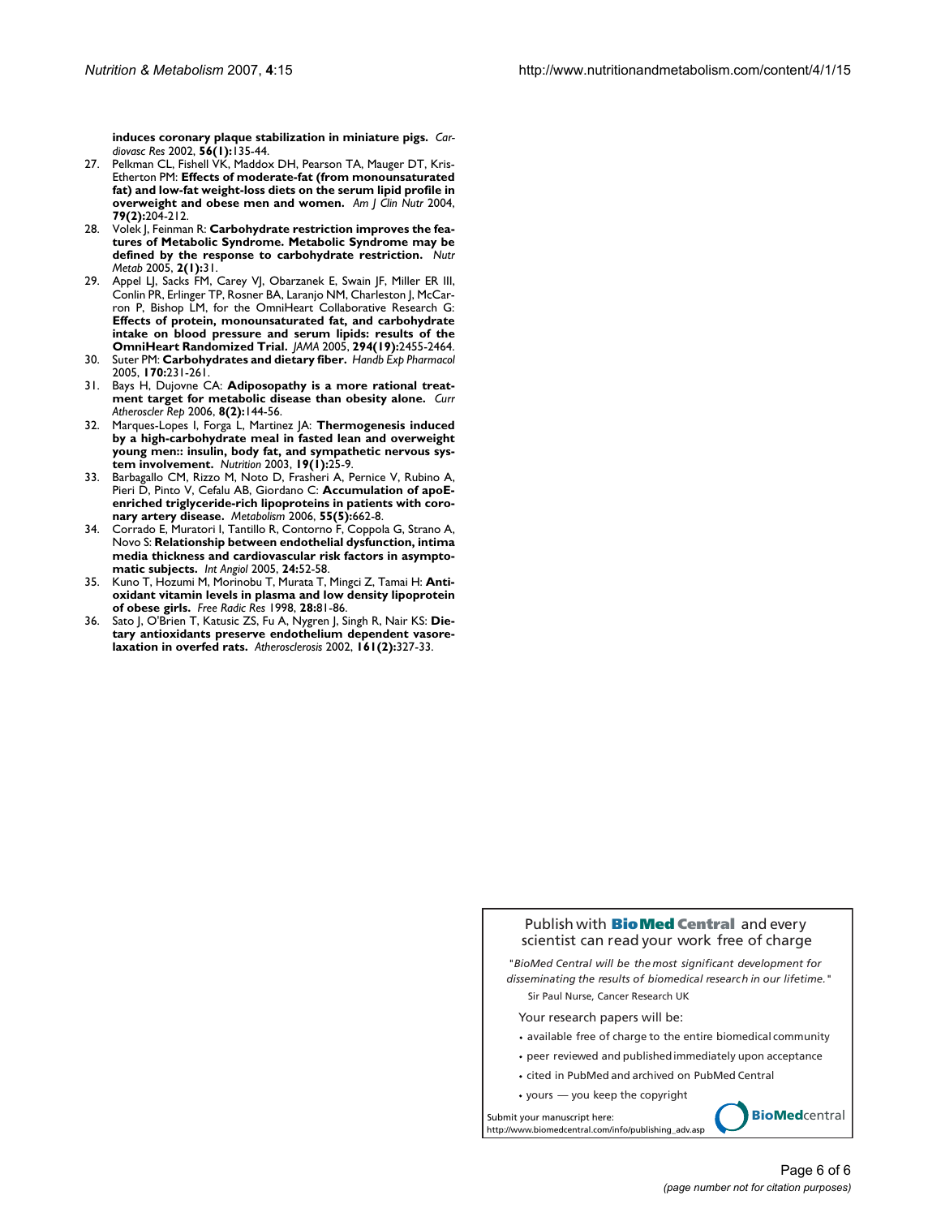**induces coronary plaque stabilization in miniature pigs.** *Cardiovasc Res* 2002, **56(1):**135-44.

27. Pelkman CL, Fishell VK, Maddox DH, Pearson TA, Mauger DT, Kris-Etherton PM: **Effects of moderate-fat (from monounsaturated fat) and low-fat weight-loss diets on the serum lipid profile in overweight and obese men and women.** *Am J Clin Nutr* 2004, **79(2):**204-212.
28. Volek J, Feinman R: **Carbohydrate restriction improves the features of Metabolic Syndrome. Metabolic Syndrome may be defined by the response to carbohydrate restriction.** *Nutr Metab* 2005, **2(1):**31.
29. Appel LJ, Sacks FM, Carey VJ, Obarzanek E, Swain JF, Miller ER III, Conlin PR, Erlinger TP, Rosner BA, Laranjo NM, Charleston J, McCarron P, Bishop LM, for the OmniHeart Collaborative Research G: **Effects of protein, monounsaturated fat, and carbohydrate intake on blood pressure and serum lipids: results of the OmniHeart Randomized Trial.** *JAMA* 2005, **294(19):**2455-2464.
30. Suter PM: **Carbohydrates and dietary fiber.** *Handb Exp Pharmacol* 2005, **170:**231-261.
31. Bays H, Dujovne CA: **Adiposopathy is a more rational treatment target for metabolic disease than obesity alone.** *Curr Atheroscler Rep* 2006, **8(2):**144-56.
32. Marques-Lopes I, Forga L, Martinez JA: **Thermogenesis induced by a high-carbohydrate meal in fasted lean and overweight young men:: insulin, body fat, and sympathetic nervous system involvement.** *Nutrition* 2003, **19(1):**25-9.
33. Barbagallo CM, Rizzo M, Noto D, Frasheri A, Pernice V, Rubino A, Pieri D, Pinto V, Cefalu AB, Giordano C: **Accumulation of apoE-enriched triglyceride-rich lipoproteins in patients with coronary artery disease.** *Metabolism* 2006, **55(5):**662-8.
34. Corrado E, Muratori I, Tantillo R, Contorno F, Coppola G, Strano A, Novo S: **Relationship between endothelial dysfunction, intima media thickness and cardiovascular risk factors in asymptomatic subjects.** *Int Angiol* 2005, **24:**52-58.
35. Kuno T, Hozumi M, Morinobu T, Murata T, Mingci Z, Tamai H: **Antioxidant vitamin levels in plasma and low density lipoprotein of obese girls.** *Free Radic Res* 1998, **28:**81-86.
36. Sato J, O'Brien T, Katusic ZS, Fu A, Nygren J, Singh R, Nair KS: **Dietary antioxidants preserve endothelium dependent vasorelaxation in overfed rats.** *Atherosclerosis* 2002, **161(2):**327-33.

Publish with **BioMed Central** and every scientist can read your work free of charge

*"BioMed Central will be the most significant development for disseminating the results of biomedical research in our lifetime."*

Sir Paul Nurse, Cancer Research UK

Your research papers will be:

- available free of charge to the entire biomedical community
- peer reviewed and published immediately upon acceptance
- cited in PubMed and archived on PubMed Central
- yours — you keep the copyright

Submit your manuscript here:
http://www.biomedcentral.com/info/publishing_adv.asp

**BioMed**central